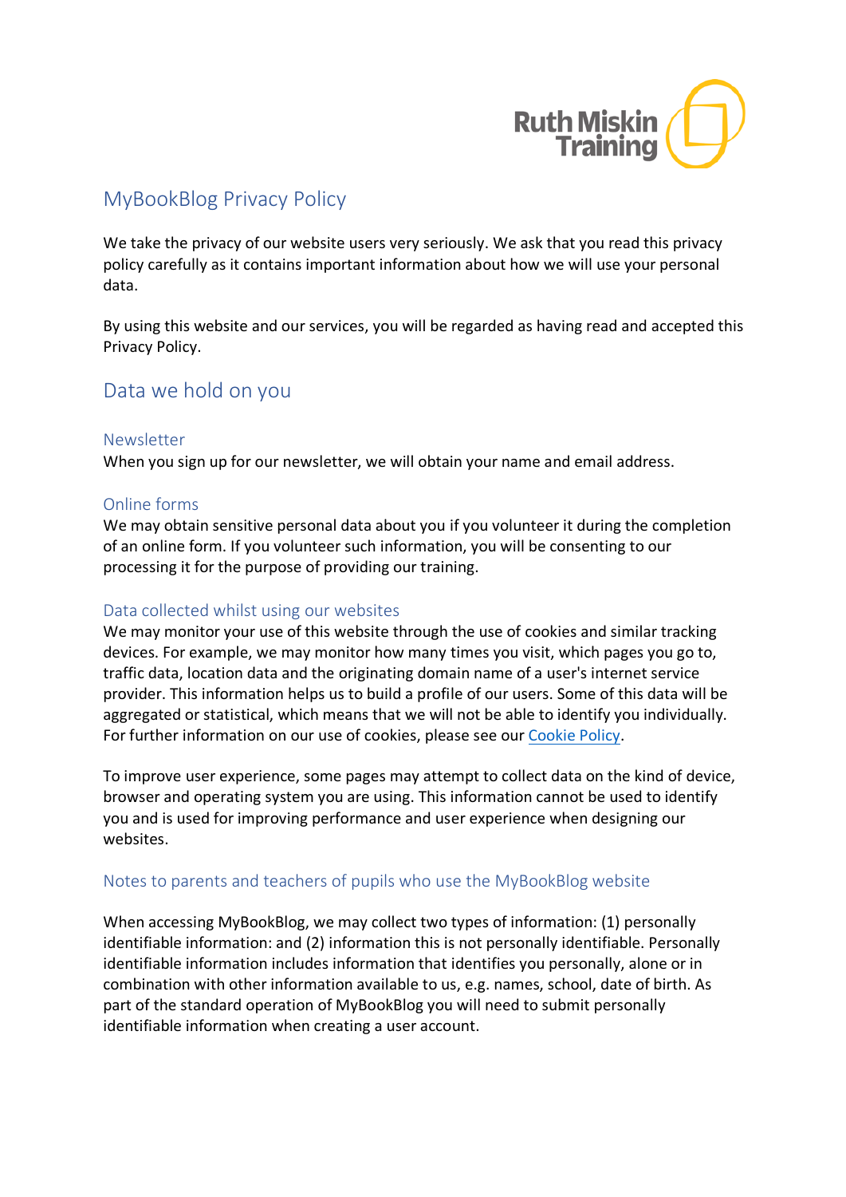# MyBookBlog Privacy Policy

We take the privacy of our website users very seriously. We ask that you read this privacy policy carefully as it contains important information about how we will use your personal data.

By using this website and our services, you will be regarded as having read and accepted this Privacy Policy.

## Data we hold on you

### Newsletter

When you sign up for our newsletter, we will obtain your name and email address.

### Online forms

We may obtain sensitive personal data about you if you volunteer it during the completion of an online form. If you volunteer such information, you will be consenting to our processing it for the purpose of providing our training.

### Data collected whilst using our websites

We may monitor your use of this website through the use of cookies and similar tracking devices. For example, we may monitor how many times you visit, which pages you go to, traffic data, location data and the originating domain name of a user's internet service provider. This information helps us to build a profile of our users. Some of this data will be aggregated or statistical, which means that we will not be able to identify you individually. For further information on our use of cookies, please see our Cookie Policy.

To improve user experience, some pages may attempt to collect data on the kind of device, browser and operating system you are using. This information cannot be used to identify you and is used for improving performance and user experience when designing our websites.

### Notes to parents and teachers of pupils who use the MyBookBlog website

When accessing MyBookBlog, we may collect two types of information: (1) personally identifiable information: and (2) information this is not personally identifiable. Personally identifiable information includes information that identifies you personally, alone or in combination with other information available to us, e.g. names, school, date of birth. As part of the standard operation of MyBookBlog you will need to submit personally identifiable information when creating a user account.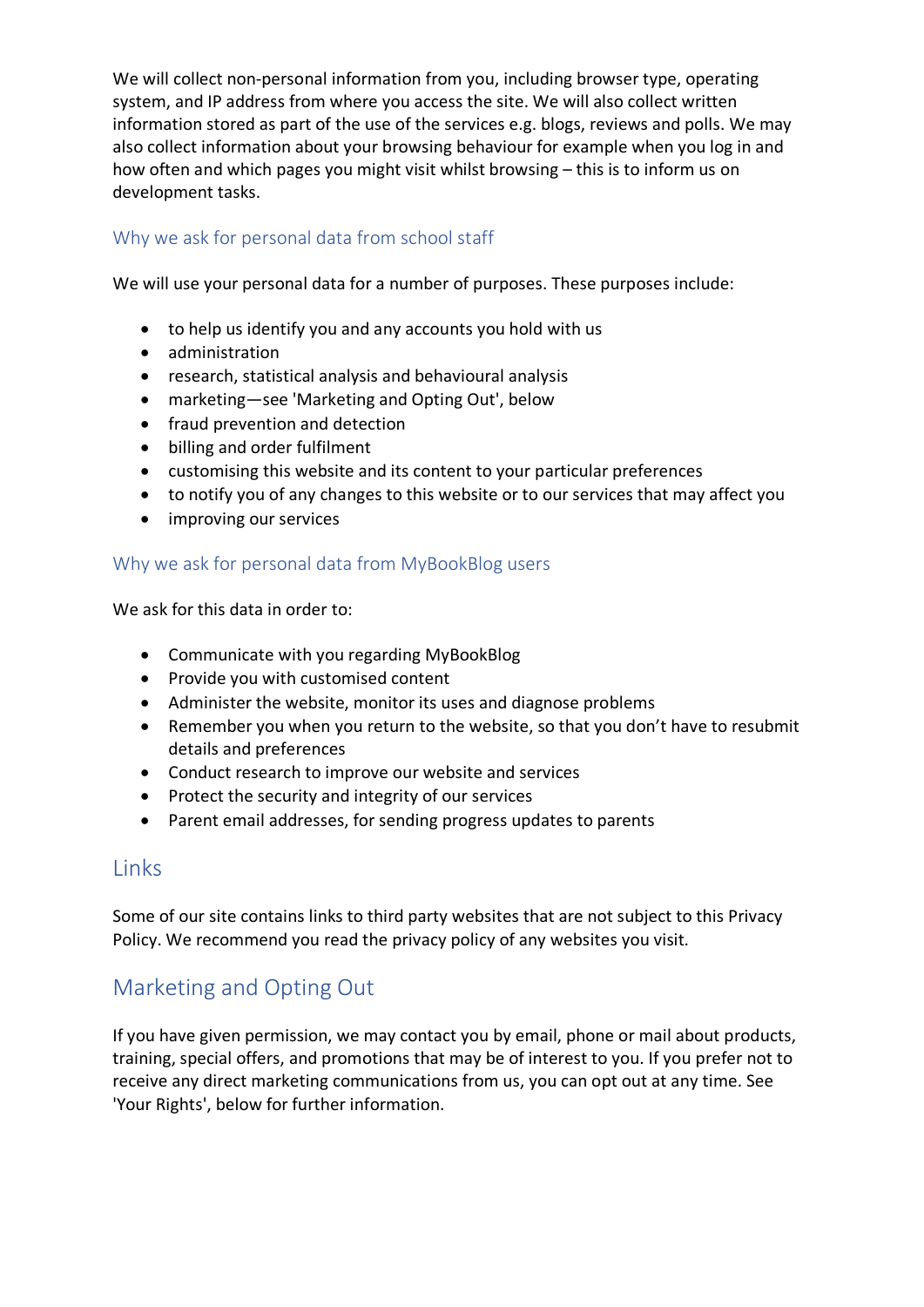We will collect non-personal information from you, including browser type, operating system, and IP address from where you access the site. We will also collect written information stored as part of the use of the services e.g. blogs, reviews and polls. We may also collect information about your browsing behaviour for example when you log in and how often and which pages you might visit whilst browsing – this is to inform us on development tasks.

### Why we ask for personal data from school staff

We will use your personal data for a number of purposes. These purposes include:

- to help us identify you and any accounts you hold with us
- administration
- research, statistical analysis and behavioural analysis
- marketing—see 'Marketing and Opting Out', below
- fraud prevention and detection
- billing and order fulfilment
- customising this website and its content to your particular preferences
- to notify you of any changes to this website or to our services that may affect you
- improving our services

### Why we ask for personal data from MyBookBlog users

We ask for this data in order to:

- Communicate with you regarding MyBookBlog
- Provide you with customised content
- Administer the website, monitor its uses and diagnose problems
- Remember you when you return to the website, so that you don't have to resubmit details and preferences
- Conduct research to improve our website and services
- Protect the security and integrity of our services
- Parent email addresses, for sending progress updates to parents

## Links

Some of our site contains links to third party websites that are not subject to this Privacy Policy. We recommend you read the privacy policy of any websites you visit.

## Marketing and Opting Out

If you have given permission, we may contact you by email, phone or mail about products, training, special offers, and promotions that may be of interest to you. If you prefer not to receive any direct marketing communications from us, you can opt out at any time. See 'Your Rights', below for further information.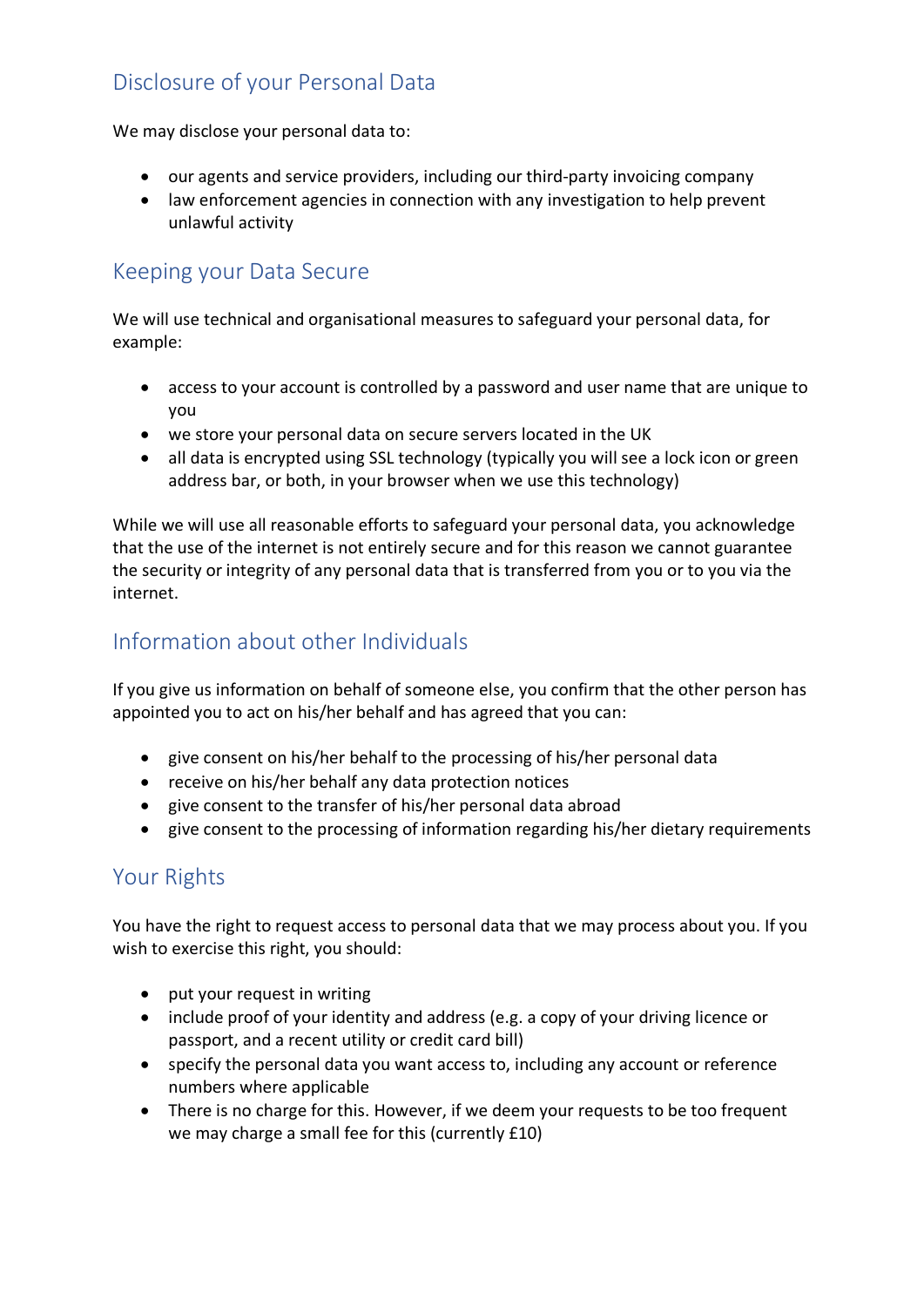## Disclosure of your Personal Data

We may disclose your personal data to:

- our agents and service providers, including our third-party invoicing company
- law enforcement agencies in connection with any investigation to help prevent unlawful activity

## Keeping your Data Secure

We will use technical and organisational measures to safeguard your personal data, for example:

- access to your account is controlled by a password and user name that are unique to you
- we store your personal data on secure servers located in the UK
- all data is encrypted using SSL technology (typically you will see a lock icon or green address bar, or both, in your browser when we use this technology)

While we will use all reasonable efforts to safeguard your personal data, you acknowledge that the use of the internet is not entirely secure and for this reason we cannot guarantee the security or integrity of any personal data that is transferred from you or to you via the internet.

## Information about other Individuals

If you give us information on behalf of someone else, you confirm that the other person has appointed you to act on his/her behalf and has agreed that you can:

- give consent on his/her behalf to the processing of his/her personal data
- receive on his/her behalf any data protection notices
- give consent to the transfer of his/her personal data abroad
- give consent to the processing of information regarding his/her dietary requirements

## Your Rights

You have the right to request access to personal data that we may process about you. If you wish to exercise this right, you should:

- put your request in writing
- include proof of your identity and address (e.g. a copy of your driving licence or passport, and a recent utility or credit card bill)
- specify the personal data you want access to, including any account or reference numbers where applicable
- There is no charge for this. However, if we deem your requests to be too frequent we may charge a small fee for this (currently £10)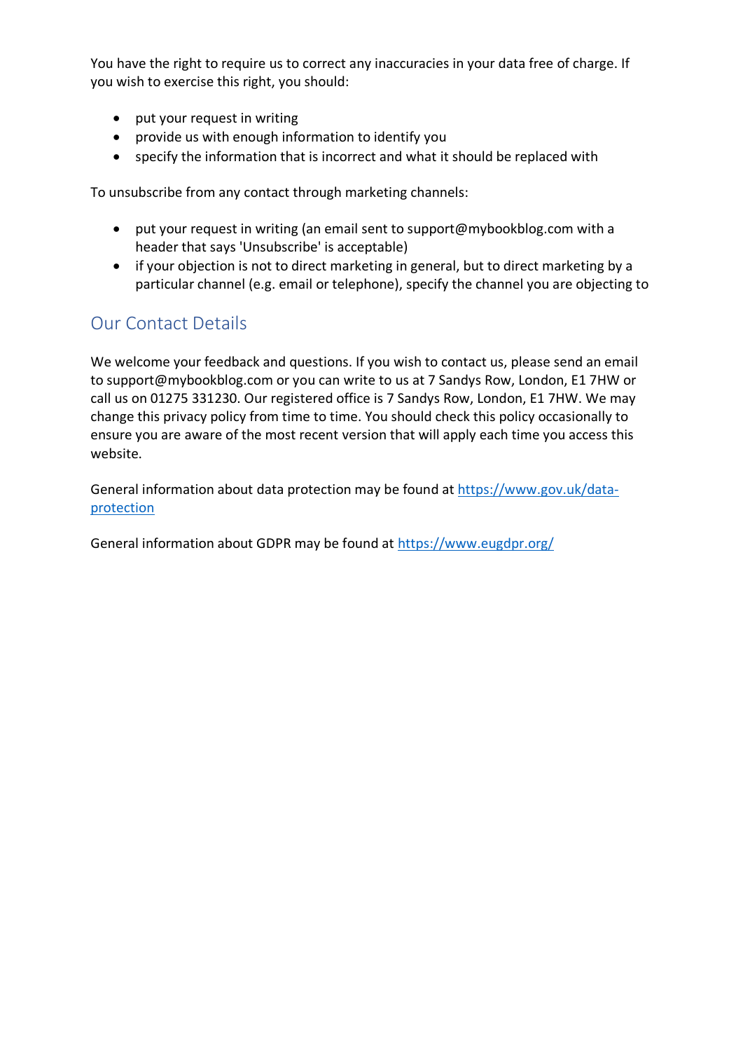You have the right to require us to correct any inaccuracies in your data free of charge. If you wish to exercise this right, you should:

- put your request in writing
- provide us with enough information to identify you
- specify the information that is incorrect and what it should be replaced with

To unsubscribe from any contact through marketing channels:

- put your request in writing (an email sent to support@mybookblog.com with a header that says 'Unsubscribe' is acceptable)
- if your objection is not to direct marketing in general, but to direct marketing by a particular channel (e.g. email or telephone), specify the channel you are objecting to

## Our Contact Details

We welcome your feedback and questions. If you wish to contact us, please send an email to support@mybookblog.com or you can write to us at 7 Sandys Row, London, E1 7HW or call us on 01275 331230. Our registered office is 7 Sandys Row, London, E1 7HW. We may change this privacy policy from time to time. You should check this policy occasionally to ensure you are aware of the most recent version that will apply each time you access this website.

General information about data protection may be found at [https://www.gov.uk/data-protection](https://www.gov.uk/data-protection)

General information about GDPR may be found at [https://www.eugdpr.org/](https://www.eugdpr.org/)